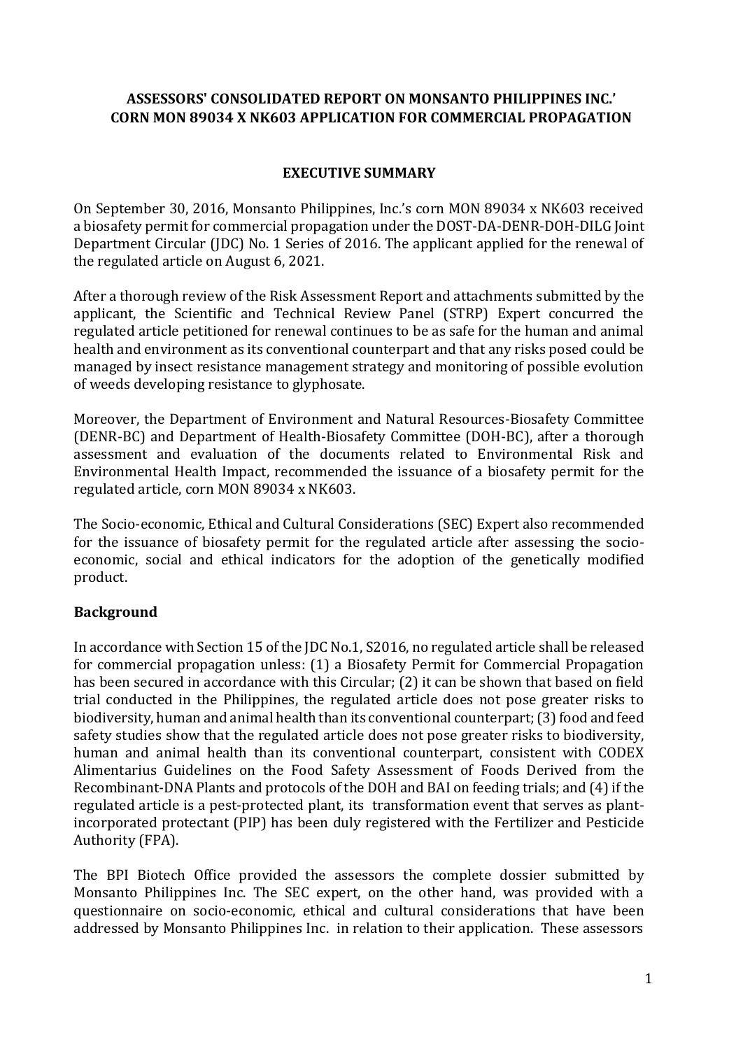**ASSESSORS' CONSOLIDATED REPORT ON MONSANTO PHILIPPINES INC.' CORN MON 89034 X NK603 APPLICATION FOR COMMERCIAL PROPAGATION**

**EXECUTIVE SUMMARY**

On September 30, 2016, Monsanto Philippines, Inc.'s corn MON 89034 x NK603 received a biosafety permit for commercial propagation under the DOST-DA-DENR-DOH-DILG Joint Department Circular (JDC) No. 1 Series of 2016. The applicant applied for the renewal of the regulated article on August 6, 2021.

After a thorough review of the Risk Assessment Report and attachments submitted by the applicant, the Scientific and Technical Review Panel (STRP) Expert concurred the regulated article petitioned for renewal continues to be as safe for the human and animal health and environment as its conventional counterpart and that any risks posed could be managed by insect resistance management strategy and monitoring of possible evolution of weeds developing resistance to glyphosate.

Moreover, the Department of Environment and Natural Resources-Biosafety Committee (DENR-BC) and Department of Health-Biosafety Committee (DOH-BC), after a thorough assessment and evaluation of the documents related to Environmental Risk and Environmental Health Impact, recommended the issuance of a biosafety permit for the regulated article, corn MON 89034 x NK603.

The Socio-economic, Ethical and Cultural Considerations (SEC) Expert also recommended for the issuance of biosafety permit for the regulated article after assessing the socio-economic, social and ethical indicators for the adoption of the genetically modified product.

## Background

In accordance with Section 15 of the JDC No.1, S2016, no regulated article shall be released for commercial propagation unless: (1) a Biosafety Permit for Commercial Propagation has been secured in accordance with this Circular; (2) it can be shown that based on field trial conducted in the Philippines, the regulated article does not pose greater risks to biodiversity, human and animal health than its conventional counterpart; (3) food and feed safety studies show that the regulated article does not pose greater risks to biodiversity, human and animal health than its conventional counterpart, consistent with CODEX Alimentarius Guidelines on the Food Safety Assessment of Foods Derived from the Recombinant-DNA Plants and protocols of the DOH and BAI on feeding trials; and (4) if the regulated article is a pest-protected plant, its transformation event that serves as plant-incorporated protectant (PIP) has been duly registered with the Fertilizer and Pesticide Authority (FPA).

The BPI Biotech Office provided the assessors the complete dossier submitted by Monsanto Philippines Inc. The SEC expert, on the other hand, was provided with a questionnaire on socio-economic, ethical and cultural considerations that have been addressed by Monsanto Philippines Inc. in relation to their application. These assessors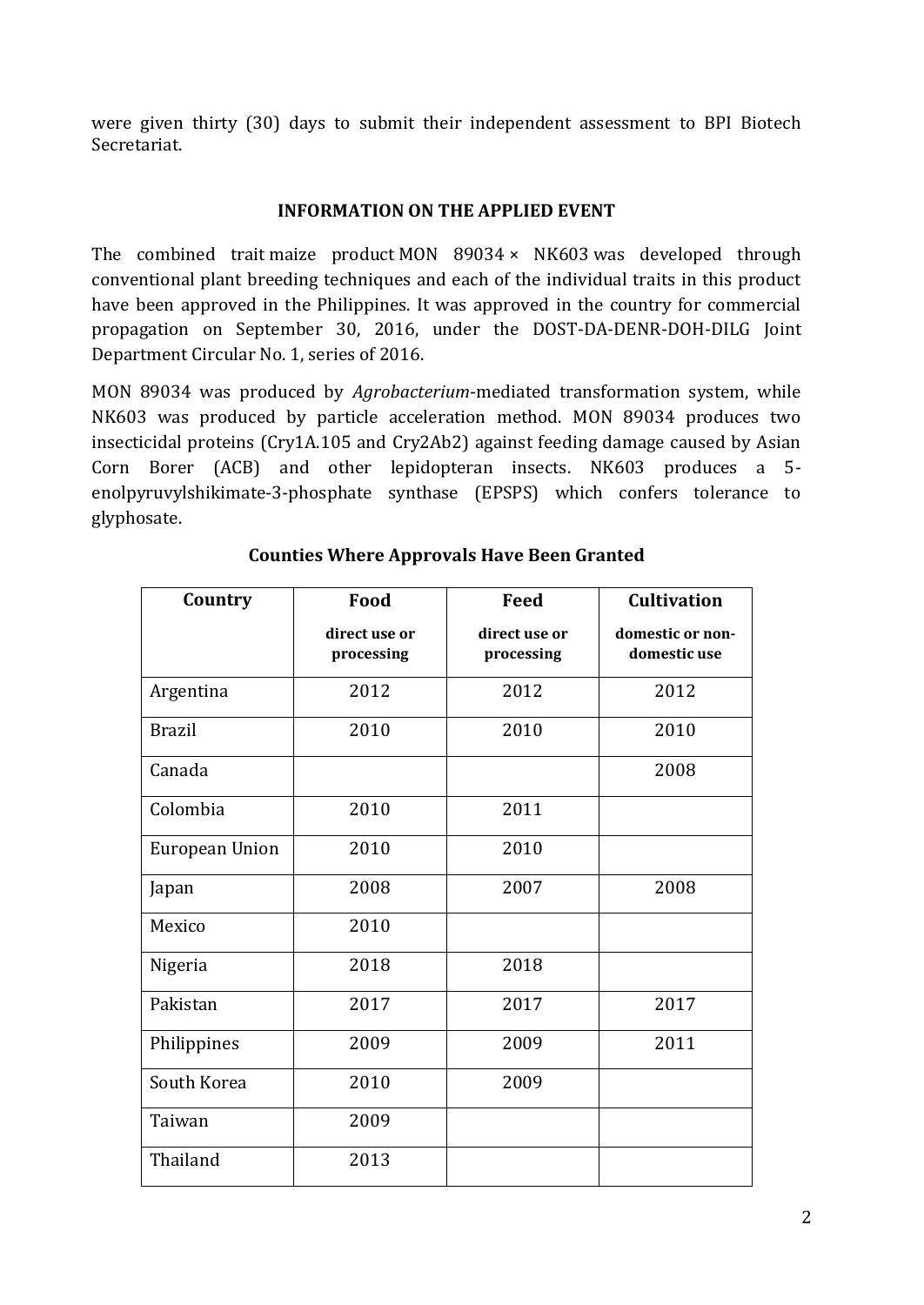were given thirty (30) days to submit their independent assessment to BPI Biotech Secretariat.

## INFORMATION ON THE APPLIED EVENT

The combined trait maize product MON 89034 × NK603 was developed through conventional plant breeding techniques and each of the individual traits in this product have been approved in the Philippines. It was approved in the country for commercial propagation on September 30, 2016, under the DOST-DA-DENR-DOH-DILG Joint Department Circular No. 1, series of 2016.

MON 89034 was produced by *Agrobacterium*-mediated transformation system, while NK603 was produced by particle acceleration method. MON 89034 produces two insecticidal proteins (Cry1A.105 and Cry2Ab2) against feeding damage caused by Asian Corn Borer (ACB) and other lepidopteran insects. NK603 produces a 5-enolpyruvylshikimate-3-phosphate synthase (EPSPS) which confers tolerance to glyphosate.

**Counties Where Approvals Have Been Granted**

| Country | Food<br>direct use or processing | Feed<br>direct use or processing | Cultivation<br>domestic or non-domestic use |
|---|---|---|---|
| Argentina | 2012 | 2012 | 2012 |
| Brazil | 2010 | 2010 | 2010 |
| Canada | | | 2008 |
| Colombia | 2010 | 2011 | |
| European Union | 2010 | 2010 | |
| Japan | 2008 | 2007 | 2008 |
| Mexico | 2010 | | |
| Nigeria | 2018 | 2018 | |
| Pakistan | 2017 | 2017 | 2017 |
| Philippines | 2009 | 2009 | 2011 |
| South Korea | 2010 | 2009 | |
| Taiwan | 2009 | | |
| Thailand | 2013 | | |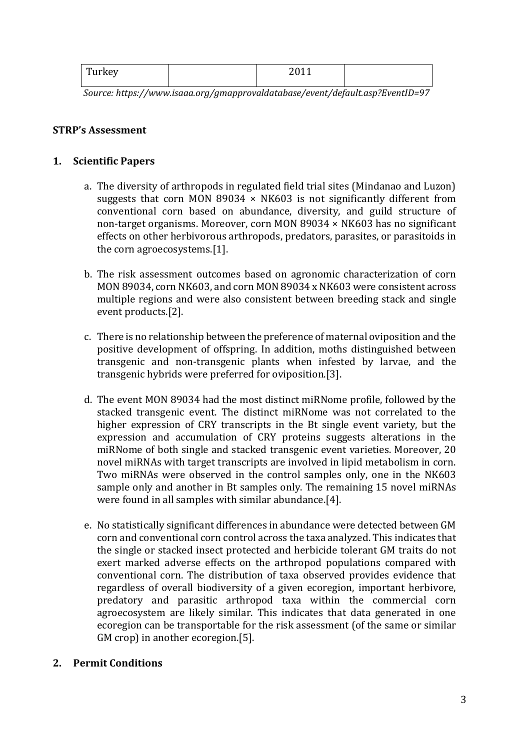| Turkey | | 2011 | |
|---|---|---|---|

*Source: https://www.isaaa.org/gmapprovaldatabase/event/default.asp?EventID=97*

**STRP's Assessment**

**1. Scientific Papers**

a. The diversity of arthropods in regulated field trial sites (Mindanao and Luzon) suggests that corn MON 89034 × NK603 is not significantly different from conventional corn based on abundance, diversity, and guild structure of non-target organisms. Moreover, corn MON 89034 × NK603 has no significant effects on other herbivorous arthropods, predators, parasites, or parasitoids in the corn agroecosystems.[1].

b. The risk assessment outcomes based on agronomic characterization of corn MON 89034, corn NK603, and corn MON 89034 x NK603 were consistent across multiple regions and were also consistent between breeding stack and single event products.[2].

c. There is no relationship between the preference of maternal oviposition and the positive development of offspring. In addition, moths distinguished between transgenic and non-transgenic plants when infested by larvae, and the transgenic hybrids were preferred for oviposition.[3].

d. The event MON 89034 had the most distinct miRNome profile, followed by the stacked transgenic event. The distinct miRNome was not correlated to the higher expression of CRY transcripts in the Bt single event variety, but the expression and accumulation of CRY proteins suggests alterations in the miRNome of both single and stacked transgenic event varieties. Moreover, 20 novel miRNAs with target transcripts are involved in lipid metabolism in corn. Two miRNAs were observed in the control samples only, one in the NK603 sample only and another in Bt samples only. The remaining 15 novel miRNAs were found in all samples with similar abundance.[4].

e. No statistically significant differences in abundance were detected between GM corn and conventional corn control across the taxa analyzed. This indicates that the single or stacked insect protected and herbicide tolerant GM traits do not exert marked adverse effects on the arthropod populations compared with conventional corn. The distribution of taxa observed provides evidence that regardless of overall biodiversity of a given ecoregion, important herbivore, predatory and parasitic arthropod taxa within the commercial corn agroecosystem are likely similar. This indicates that data generated in one ecoregion can be transportable for the risk assessment (of the same or similar GM crop) in another ecoregion.[5].

**2. Permit Conditions**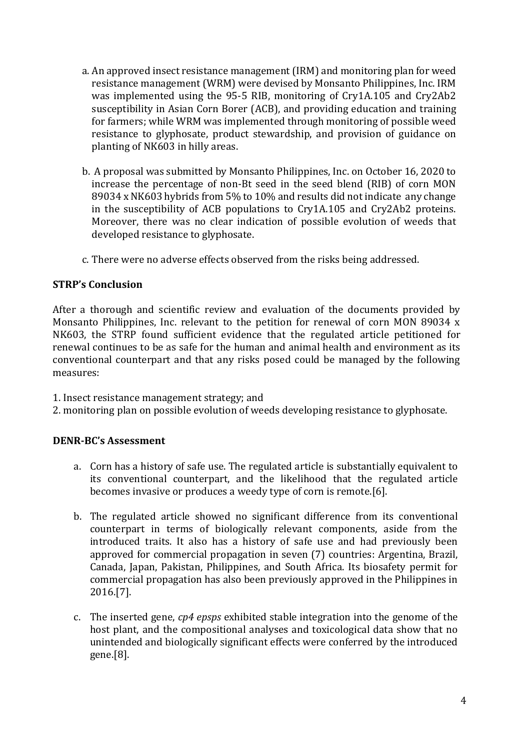a. An approved insect resistance management (IRM) and monitoring plan for weed resistance management (WRM) were devised by Monsanto Philippines, Inc. IRM was implemented using the 95-5 RIB, monitoring of Cry1A.105 and Cry2Ab2 susceptibility in Asian Corn Borer (ACB), and providing education and training for farmers; while WRM was implemented through monitoring of possible weed resistance to glyphosate, product stewardship, and provision of guidance on planting of NK603 in hilly areas.

b. A proposal was submitted by Monsanto Philippines, Inc. on October 16, 2020 to increase the percentage of non-Bt seed in the seed blend (RIB) of corn MON 89034 x NK603 hybrids from 5% to 10% and results did not indicate any change in the susceptibility of ACB populations to Cry1A.105 and Cry2Ab2 proteins. Moreover, there was no clear indication of possible evolution of weeds that developed resistance to glyphosate.

c. There were no adverse effects observed from the risks being addressed.

**STRP's Conclusion**

After a thorough and scientific review and evaluation of the documents provided by Monsanto Philippines, Inc. relevant to the petition for renewal of corn MON 89034 x NK603, the STRP found sufficient evidence that the regulated article petitioned for renewal continues to be as safe for the human and animal health and environment as its conventional counterpart and that any risks posed could be managed by the following measures:

1. Insect resistance management strategy; and
2. monitoring plan on possible evolution of weeds developing resistance to glyphosate.

**DENR-BC's Assessment**

a. Corn has a history of safe use. The regulated article is substantially equivalent to its conventional counterpart, and the likelihood that the regulated article becomes invasive or produces a weedy type of corn is remote.[6].

b. The regulated article showed no significant difference from its conventional counterpart in terms of biologically relevant components, aside from the introduced traits. It also has a history of safe use and had previously been approved for commercial propagation in seven (7) countries: Argentina, Brazil, Canada, Japan, Pakistan, Philippines, and South Africa. Its biosafety permit for commercial propagation has also been previously approved in the Philippines in 2016.[7].

c. The inserted gene, *cp4 epsps* exhibited stable integration into the genome of the host plant, and the compositional analyses and toxicological data show that no unintended and biologically significant effects were conferred by the introduced gene.[8].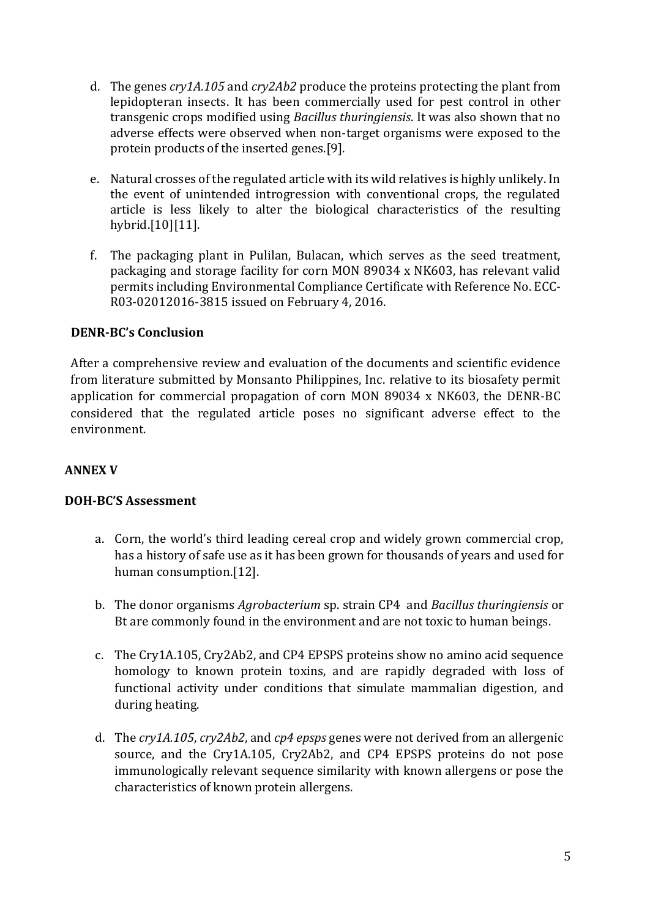d. The genes *cry1A.105* and *cry2Ab2* produce the proteins protecting the plant from lepidopteran insects. It has been commercially used for pest control in other transgenic crops modified using *Bacillus thuringiensis*. It was also shown that no adverse effects were observed when non-target organisms were exposed to the protein products of the inserted genes.[9].

e. Natural crosses of the regulated article with its wild relatives is highly unlikely. In the event of unintended introgression with conventional crops, the regulated article is less likely to alter the biological characteristics of the resulting hybrid.[10][11].

f. The packaging plant in Pulilan, Bulacan, which serves as the seed treatment, packaging and storage facility for corn MON 89034 x NK603, has relevant valid permits including Environmental Compliance Certificate with Reference No. ECC-R03-02012016-3815 issued on February 4, 2016.

**DENR-BC's Conclusion**

After a comprehensive review and evaluation of the documents and scientific evidence from literature submitted by Monsanto Philippines, Inc. relative to its biosafety permit application for commercial propagation of corn MON 89034 x NK603, the DENR-BC considered that the regulated article poses no significant adverse effect to the environment.

**ANNEX V**

**DOH-BC'S Assessment**

a. Corn, the world's third leading cereal crop and widely grown commercial crop, has a history of safe use as it has been grown for thousands of years and used for human consumption.[12].

b. The donor organisms *Agrobacterium* sp. strain CP4 and *Bacillus thuringiensis* or Bt are commonly found in the environment and are not toxic to human beings.

c. The Cry1A.105, Cry2Ab2, and CP4 EPSPS proteins show no amino acid sequence homology to known protein toxins, and are rapidly degraded with loss of functional activity under conditions that simulate mammalian digestion, and during heating.

d. The *cry1A.105*, *cry2Ab2*, and *cp4 epsps* genes were not derived from an allergenic source, and the Cry1A.105, Cry2Ab2, and CP4 EPSPS proteins do not pose immunologically relevant sequence similarity with known allergens or pose the characteristics of known protein allergens.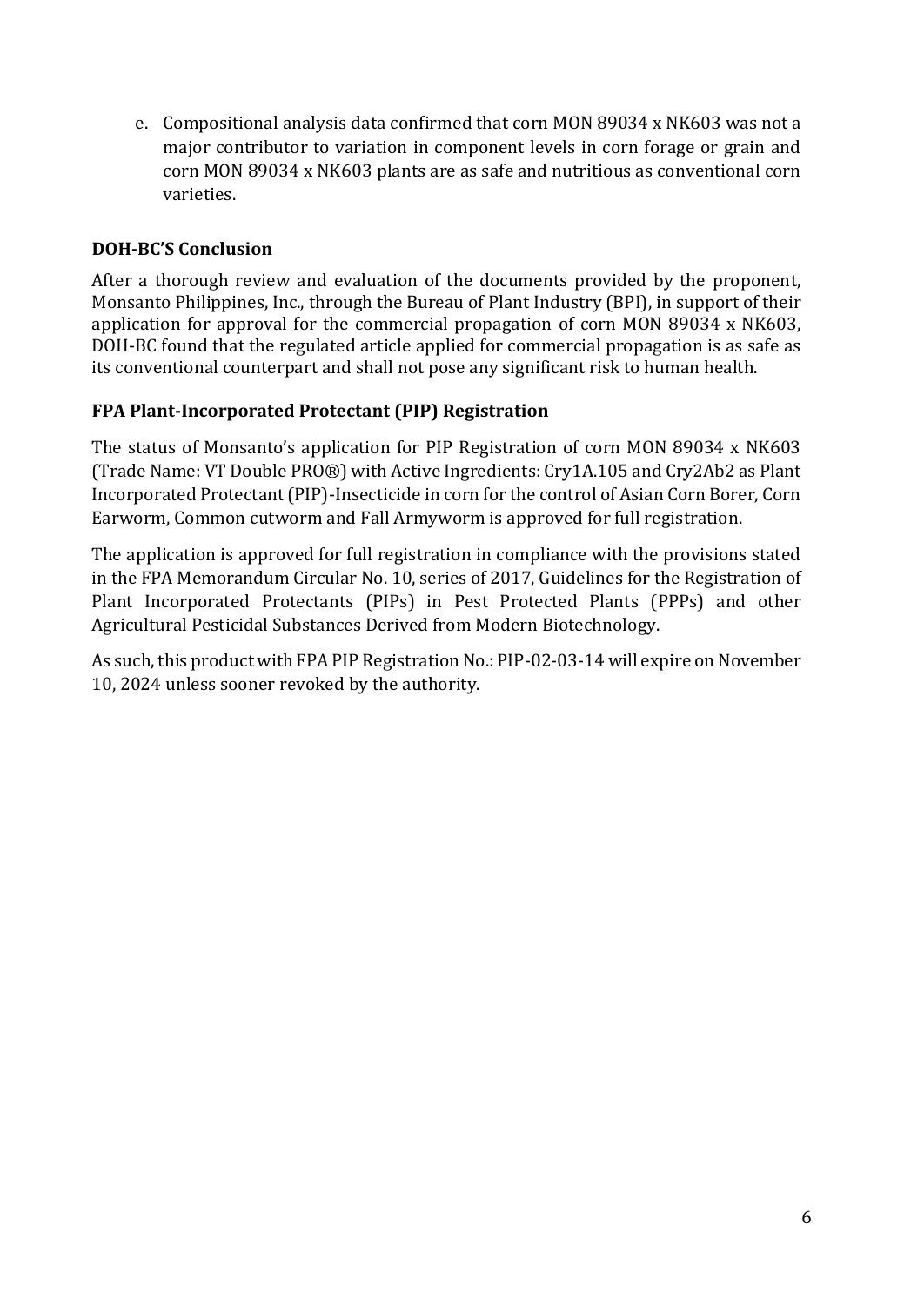e. Compositional analysis data confirmed that corn MON 89034 x NK603 was not a major contributor to variation in component levels in corn forage or grain and corn MON 89034 x NK603 plants are as safe and nutritious as conventional corn varieties.

**DOH-BC'S Conclusion**

After a thorough review and evaluation of the documents provided by the proponent, Monsanto Philippines, Inc., through the Bureau of Plant Industry (BPI), in support of their application for approval for the commercial propagation of corn MON 89034 x NK603, DOH-BC found that the regulated article applied for commercial propagation is as safe as its conventional counterpart and shall not pose any significant risk to human health.

**FPA Plant-Incorporated Protectant (PIP) Registration**

The status of Monsanto's application for PIP Registration of corn MON 89034 x NK603 (Trade Name: VT Double PRO®) with Active Ingredients: Cry1A.105 and Cry2Ab2 as Plant Incorporated Protectant (PIP)-Insecticide in corn for the control of Asian Corn Borer, Corn Earworm, Common cutworm and Fall Armyworm is approved for full registration.

The application is approved for full registration in compliance with the provisions stated in the FPA Memorandum Circular No. 10, series of 2017, Guidelines for the Registration of Plant Incorporated Protectants (PIPs) in Pest Protected Plants (PPPs) and other Agricultural Pesticidal Substances Derived from Modern Biotechnology.

As such, this product with FPA PIP Registration No.: PIP-02-03-14 will expire on November 10, 2024 unless sooner revoked by the authority.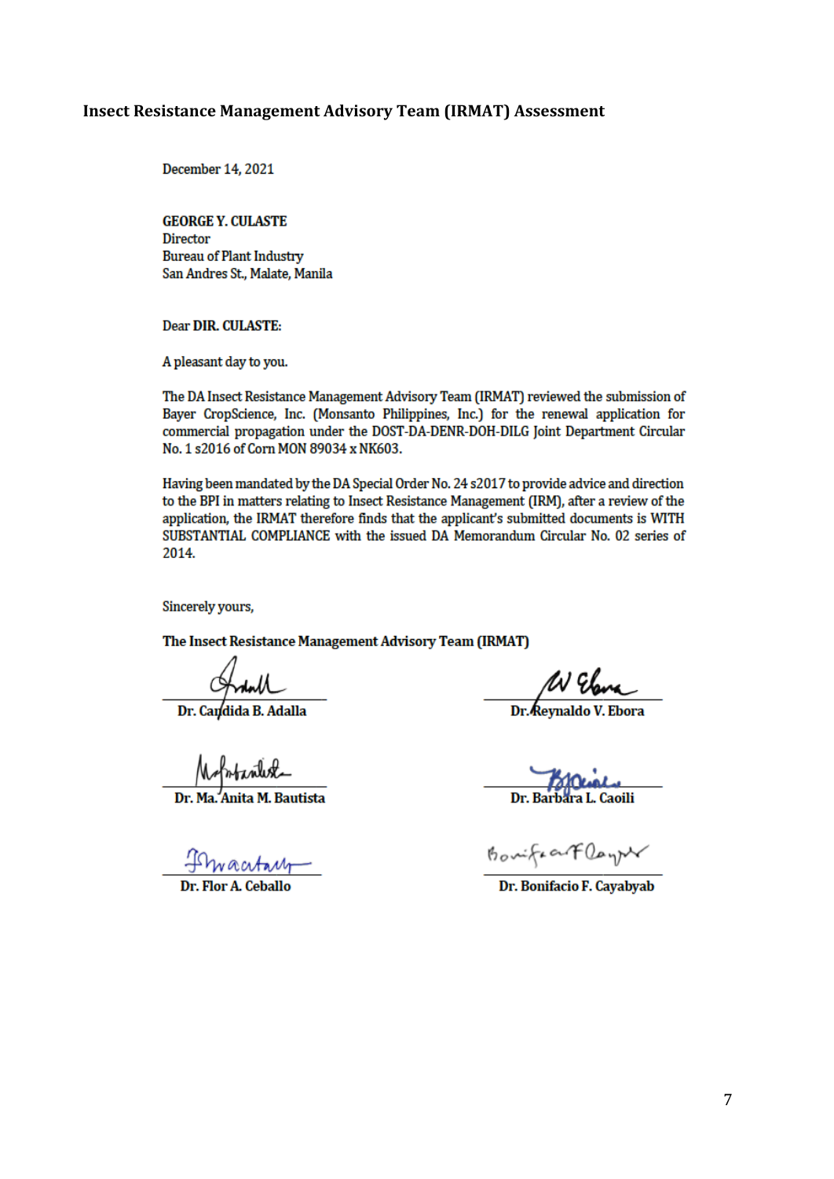## Insect Resistance Management Advisory Team (IRMAT) Assessment

December 14, 2021

**GEORGE Y. CULASTE**
Director
Bureau of Plant Industry
San Andres St., Malate, Manila

Dear **DIR. CULASTE:**

A pleasant day to you.

The DA Insect Resistance Management Advisory Team (IRMAT) reviewed the submission of Bayer CropScience, Inc. (Monsanto Philippines, Inc.) for the renewal application for commercial propagation under the DOST-DA-DENR-DOH-DILG Joint Department Circular No. 1 s2016 of Corn MON 89034 x NK603.

Having been mandated by the DA Special Order No. 24 s2017 to provide advice and direction to the BPI in matters relating to Insect Resistance Management (IRM), after a review of the application, the IRMAT therefore finds that the applicant's submitted documents is WITH SUBSTANTIAL COMPLIANCE with the issued DA Memorandum Circular No. 02 series of 2014.

Sincerely yours,

**The Insect Resistance Management Advisory Team (IRMAT)**

**Dr. Candida B. Adalla**

**Dr. Reynaldo V. Ebora**

**Dr. Ma. Anita M. Bautista**

**Dr. Barbara L. Caoili**

**Dr. Flor A. Ceballo**

**Dr. Bonifacio F. Cayabyab**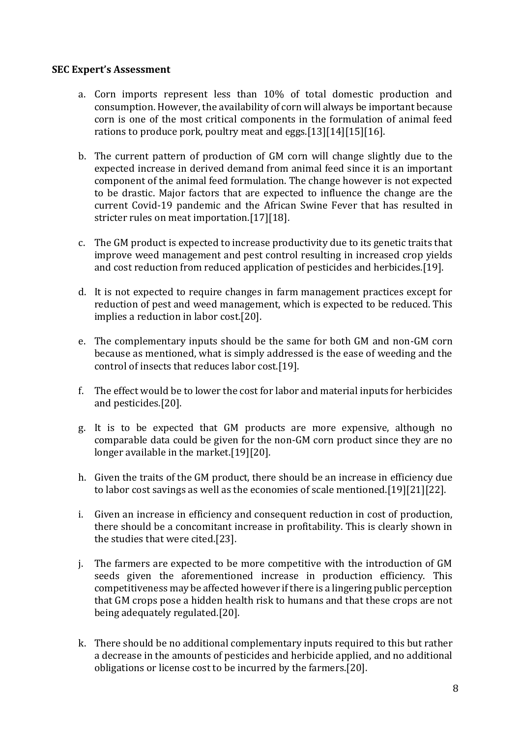**SEC Expert's Assessment**

a. Corn imports represent less than 10% of total domestic production and consumption. However, the availability of corn will always be important because corn is one of the most critical components in the formulation of animal feed rations to produce pork, poultry meat and eggs.[13][14][15][16].

b. The current pattern of production of GM corn will change slightly due to the expected increase in derived demand from animal feed since it is an important component of the animal feed formulation. The change however is not expected to be drastic. Major factors that are expected to influence the change are the current Covid-19 pandemic and the African Swine Fever that has resulted in stricter rules on meat importation.[17][18].

c. The GM product is expected to increase productivity due to its genetic traits that improve weed management and pest control resulting in increased crop yields and cost reduction from reduced application of pesticides and herbicides.[19].

d. It is not expected to require changes in farm management practices except for reduction of pest and weed management, which is expected to be reduced. This implies a reduction in labor cost.[20].

e. The complementary inputs should be the same for both GM and non-GM corn because as mentioned, what is simply addressed is the ease of weeding and the control of insects that reduces labor cost.[19].

f. The effect would be to lower the cost for labor and material inputs for herbicides and pesticides.[20].

g. It is to be expected that GM products are more expensive, although no comparable data could be given for the non-GM corn product since they are no longer available in the market.[19][20].

h. Given the traits of the GM product, there should be an increase in efficiency due to labor cost savings as well as the economies of scale mentioned.[19][21][22].

i. Given an increase in efficiency and consequent reduction in cost of production, there should be a concomitant increase in profitability. This is clearly shown in the studies that were cited.[23].

j. The farmers are expected to be more competitive with the introduction of GM seeds given the aforementioned increase in production efficiency. This competitiveness may be affected however if there is a lingering public perception that GM crops pose a hidden health risk to humans and that these crops are not being adequately regulated.[20].

k. There should be no additional complementary inputs required to this but rather a decrease in the amounts of pesticides and herbicide applied, and no additional obligations or license cost to be incurred by the farmers.[20].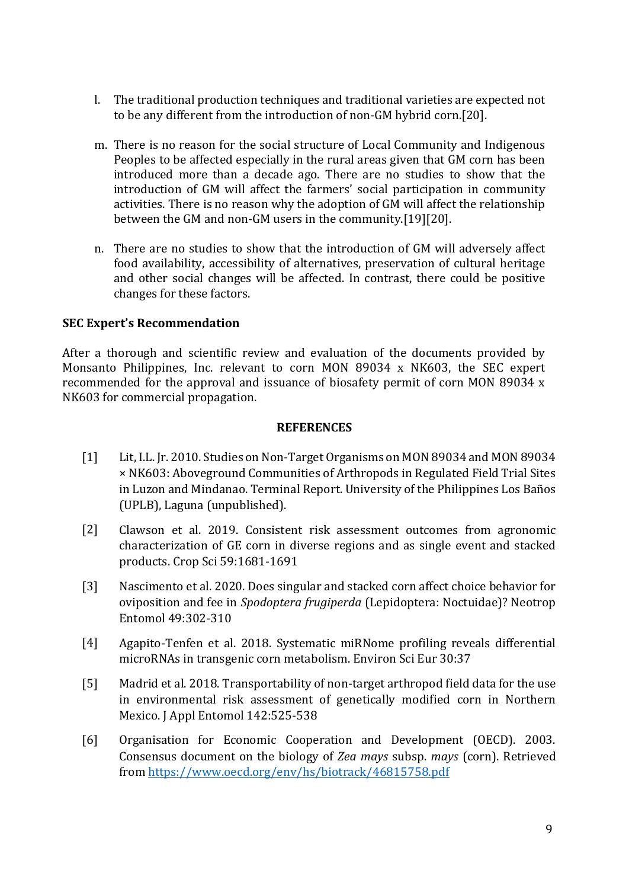l. The traditional production techniques and traditional varieties are expected not to be any different from the introduction of non-GM hybrid corn.[20].

m. There is no reason for the social structure of Local Community and Indigenous Peoples to be affected especially in the rural areas given that GM corn has been introduced more than a decade ago. There are no studies to show that the introduction of GM will affect the farmers' social participation in community activities. There is no reason why the adoption of GM will affect the relationship between the GM and non-GM users in the community.[19][20].

n. There are no studies to show that the introduction of GM will adversely affect food availability, accessibility of alternatives, preservation of cultural heritage and other social changes will be affected. In contrast, there could be positive changes for these factors.

**SEC Expert's Recommendation**

After a thorough and scientific review and evaluation of the documents provided by Monsanto Philippines, Inc. relevant to corn MON 89034 x NK603, the SEC expert recommended for the approval and issuance of biosafety permit of corn MON 89034 x NK603 for commercial propagation.

**REFERENCES**

[1] Lit, I.L. Jr. 2010. Studies on Non-Target Organisms on MON 89034 and MON 89034 × NK603: Aboveground Communities of Arthropods in Regulated Field Trial Sites in Luzon and Mindanao. Terminal Report. University of the Philippines Los Baños (UPLB), Laguna (unpublished).

[2] Clawson et al. 2019. Consistent risk assessment outcomes from agronomic characterization of GE corn in diverse regions and as single event and stacked products. Crop Sci 59:1681-1691

[3] Nascimento et al. 2020. Does singular and stacked corn affect choice behavior for oviposition and fee in *Spodoptera frugiperda* (Lepidoptera: Noctuidae)? Neotrop Entomol 49:302-310

[4] Agapito-Tenfen et al. 2018. Systematic miRNome profiling reveals differential microRNAs in transgenic corn metabolism. Environ Sci Eur 30:37

[5] Madrid et al. 2018. Transportability of non-target arthropod field data for the use in environmental risk assessment of genetically modified corn in Northern Mexico. J Appl Entomol 142:525-538

[6] Organisation for Economic Cooperation and Development (OECD). 2003. Consensus document on the biology of *Zea mays* subsp. *mays* (corn). Retrieved from https://www.oecd.org/env/hs/biotrack/46815758.pdf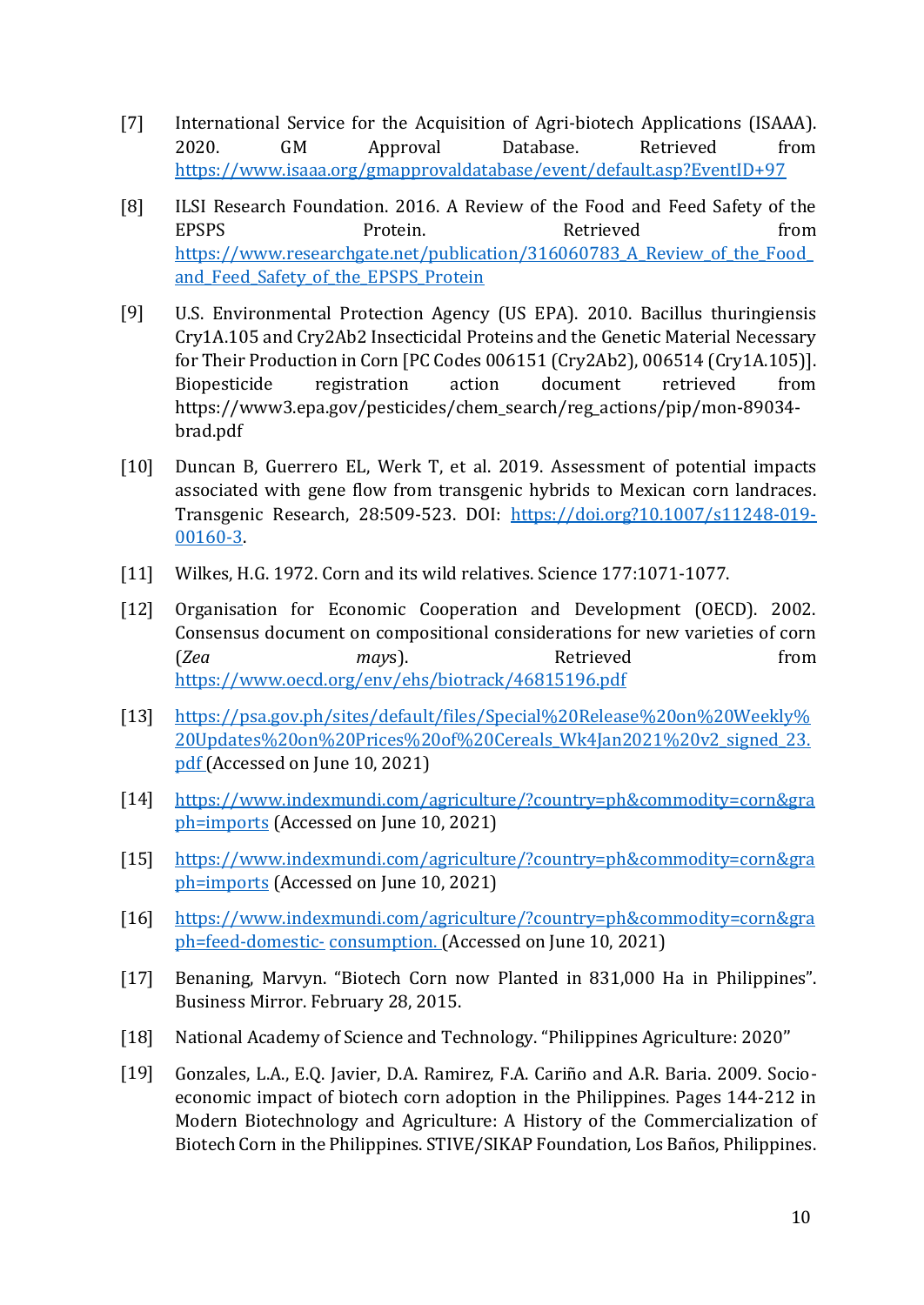[7] International Service for the Acquisition of Agri-biotech Applications (ISAAA). 2020. GM Approval Database. Retrieved from https://www.isaaa.org/gmapprovaldatabase/event/default.asp?EventID+97

[8] ILSI Research Foundation. 2016. A Review of the Food and Feed Safety of the EPSPS Protein. Retrieved from https://www.researchgate.net/publication/316060783_A_Review_of_the_Food_and_Feed_Safety_of_the_EPSPS_Protein

[9] U.S. Environmental Protection Agency (US EPA). 2010. Bacillus thuringiensis Cry1A.105 and Cry2Ab2 Insecticidal Proteins and the Genetic Material Necessary for Their Production in Corn [PC Codes 006151 (Cry2Ab2), 006514 (Cry1A.105)]. Biopesticide registration action document retrieved from https://www3.epa.gov/pesticides/chem_search/reg_actions/pip/mon-89034-brad.pdf

[10] Duncan B, Guerrero EL, Werk T, et al. 2019. Assessment of potential impacts associated with gene flow from transgenic hybrids to Mexican corn landraces. Transgenic Research, 28:509-523. DOI: https://doi.org?10.1007/s11248-019-00160-3.

[11] Wilkes, H.G. 1972. Corn and its wild relatives. Science 177:1071-1077.

[12] Organisation for Economic Cooperation and Development (OECD). 2002. Consensus document on compositional considerations for new varieties of corn (*Zea mays*). Retrieved from https://www.oecd.org/env/ehs/biotrack/46815196.pdf

[13] https://psa.gov.ph/sites/default/files/Special%20Release%20on%20Weekly%20Updates%20on%20Prices%20of%20Cereals_Wk4Jan2021%20v2_signed_23.pdf (Accessed on June 10, 2021)

[14] https://www.indexmundi.com/agriculture/?country=ph&commodity=corn&graph=imports (Accessed on June 10, 2021)

[15] https://www.indexmundi.com/agriculture/?country=ph&commodity=corn&graph=imports (Accessed on June 10, 2021)

[16] https://www.indexmundi.com/agriculture/?country=ph&commodity=corn&graph=feed-domestic- consumption. (Accessed on June 10, 2021)

[17] Benaning, Marvyn. "Biotech Corn now Planted in 831,000 Ha in Philippines". Business Mirror. February 28, 2015.

[18] National Academy of Science and Technology. "Philippines Agriculture: 2020"

[19] Gonzales, L.A., E.Q. Javier, D.A. Ramirez, F.A. Cariño and A.R. Baria. 2009. Socio-economic impact of biotech corn adoption in the Philippines. Pages 144-212 in Modern Biotechnology and Agriculture: A History of the Commercialization of Biotech Corn in the Philippines. STIVE/SIKAP Foundation, Los Baños, Philippines.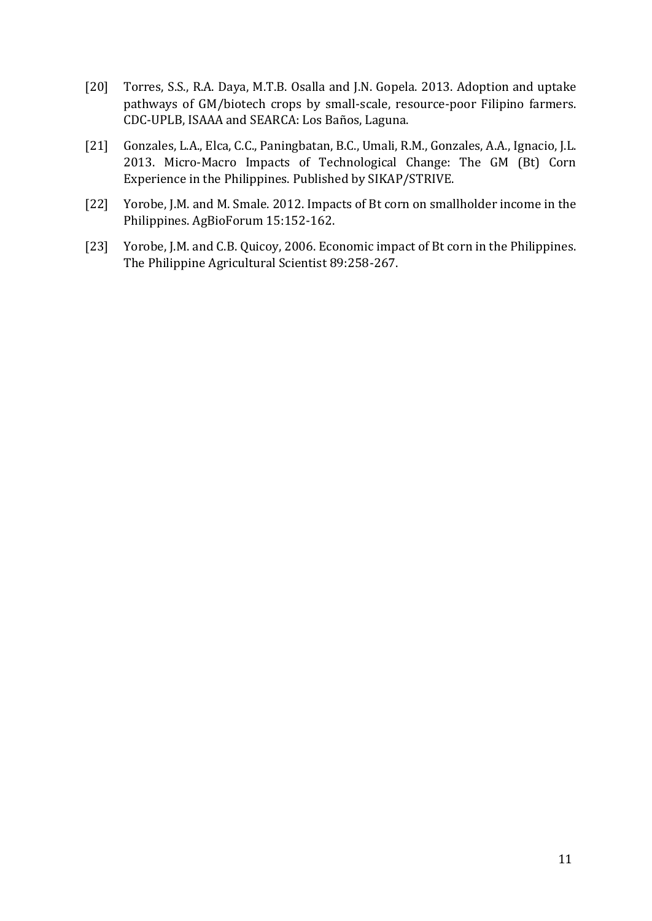[20] Torres, S.S., R.A. Daya, M.T.B. Osalla and J.N. Gopela. 2013. Adoption and uptake pathways of GM/biotech crops by small-scale, resource-poor Filipino farmers. CDC-UPLB, ISAAA and SEARCA: Los Baños, Laguna.

[21] Gonzales, L.A., Elca, C.C., Paningbatan, B.C., Umali, R.M., Gonzales, A.A., Ignacio, J.L. 2013. Micro-Macro Impacts of Technological Change: The GM (Bt) Corn Experience in the Philippines. Published by SIKAP/STRIVE.

[22] Yorobe, J.M. and M. Smale. 2012. Impacts of Bt corn on smallholder income in the Philippines. AgBioForum 15:152-162.

[23] Yorobe, J.M. and C.B. Quicoy, 2006. Economic impact of Bt corn in the Philippines. The Philippine Agricultural Scientist 89:258-267.